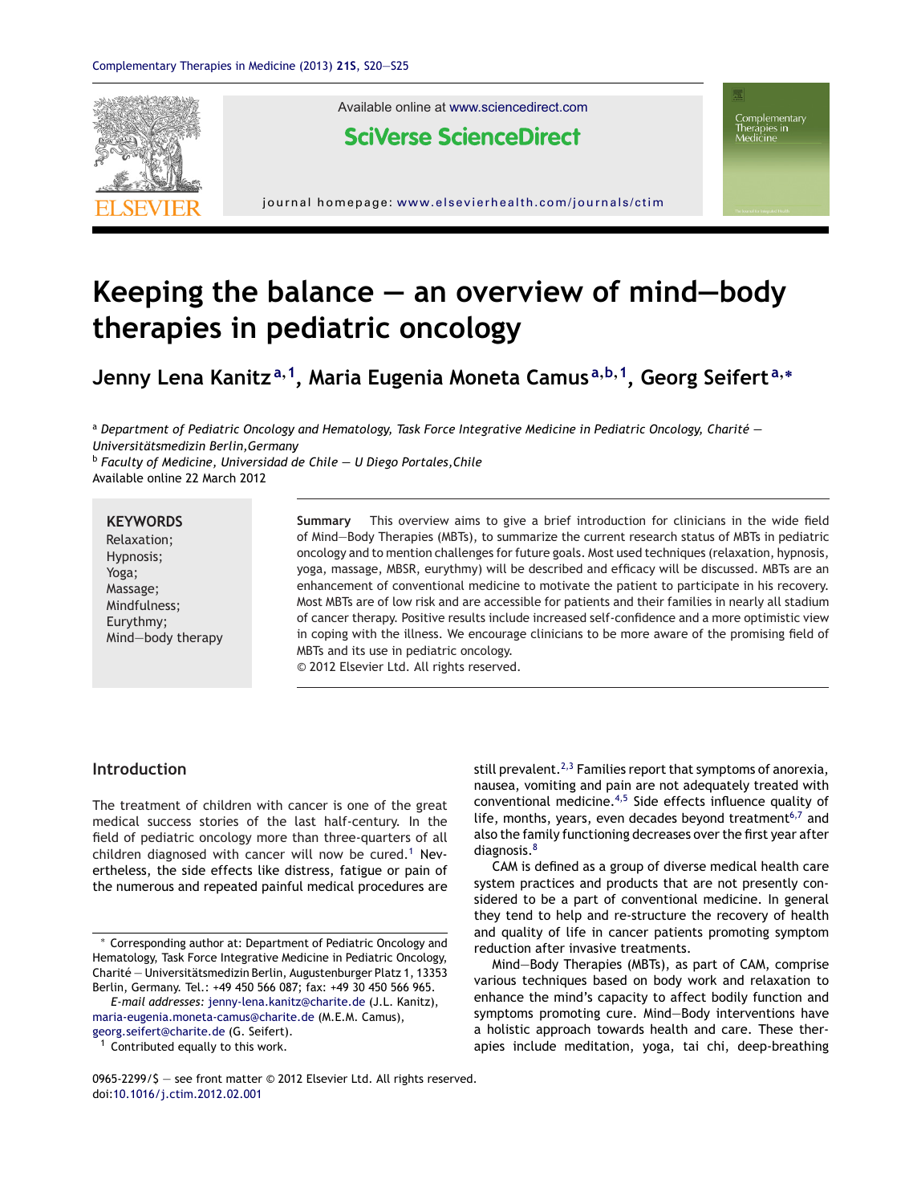# Keeping the balance — an overview of mind–body therapies in pediatric oncology

**Jenny Lena Kanitz**[a,1], **Maria Eugenia Moneta Camus**[a,b,1], **Georg Seifert**[a,*]

[a] *Department of Pediatric Oncology and Hematology, Task Force Integrative Medicine in Pediatric Oncology, Charité — Universitätsmedizin Berlin,Germany*
[b] *Faculty of Medicine, Universidad de Chile — U Diego Portales,Chile*

Available online 22 March 2012

**KEYWORDS**
Relaxation;
Hypnosis;
Yoga;
Massage;
Mindfulness;
Eurythmy;
Mind—body therapy

**Summary** This overview aims to give a brief introduction for clinicians in the wide field of Mind—Body Therapies (MBTs), to summarize the current research status of MBTs in pediatric oncology and to mention challenges for future goals. Most used techniques (relaxation, hypnosis, yoga, massage, MBSR, eurythmy) will be described and efficacy will be discussed. MBTs are an enhancement of conventional medicine to motivate the patient to participate in his recovery. Most MBTs are of low risk and are accessible for patients and their families in nearly all stadium of cancer therapy. Positive results include increased self-confidence and a more optimistic view in coping with the illness. We encourage clinicians to be more aware of the promising field of MBTs and its use in pediatric oncology.
© 2012 Elsevier Ltd. All rights reserved.

## Introduction

The treatment of children with cancer is one of the great medical success stories of the last half-century. In the field of pediatric oncology more than three-quarters of all children diagnosed with cancer will now be cured.[1] Nevertheless, the side effects like distress, fatigue or pain of the numerous and repeated painful medical procedures are still prevalent.[2,3] Families report that symptoms of anorexia, nausea, vomiting and pain are not adequately treated with conventional medicine.[4,5] Side effects influence quality of life, months, years, even decades beyond treatment[6,7] and also the family functioning decreases over the first year after diagnosis.[8]

CAM is defined as a group of diverse medical health care system practices and products that are not presently considered to be a part of conventional medicine. In general they tend to help and re-structure the recovery of health and quality of life in cancer patients promoting symptom reduction after invasive treatments.

Mind—Body Therapies (MBTs), as part of CAM, comprise various techniques based on body work and relaxation to enhance the mind's capacity to affect bodily function and symptoms promoting cure. Mind—Body interventions have a holistic approach towards health and care. These therapies include meditation, yoga, tai chi, deep-breathing

---

\* Corresponding author at: Department of Pediatric Oncology and Hematology, Task Force Integrative Medicine in Pediatric Oncology, Charité — Universitätsmedizin Berlin, Augustenburger Platz 1, 13353 Berlin, Germany. Tel.: +49 450 566 087; fax: +49 30 450 566 965.
*E-mail addresses:* jenny-lena.kanitz@charite.de (J.L. Kanitz), maria-eugenia.moneta-camus@charite.de (M.E.M. Camus), georg.seifert@charite.de (G. Seifert).
[1] Contributed equally to this work.

0965-2299/$ — see front matter © 2012 Elsevier Ltd. All rights reserved.
doi:10.1016/j.ctim.2012.02.001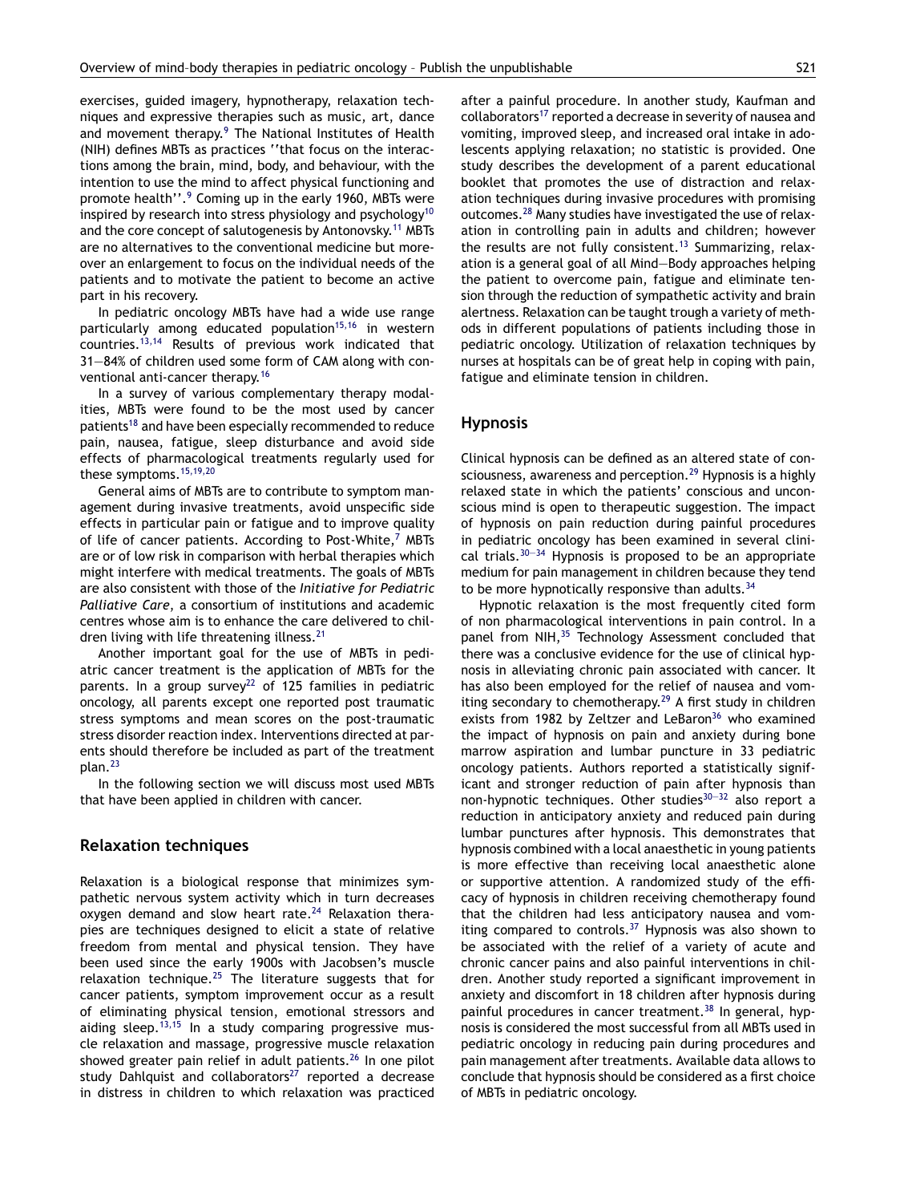exercises, guided imagery, hypnotherapy, relaxation techniques and expressive therapies such as music, art, dance and movement therapy.[9] The National Institutes of Health (NIH) defines MBTs as practices ''that focus on the interactions among the brain, mind, body, and behaviour, with the intention to use the mind to affect physical functioning and promote health''.[9] Coming up in the early 1960, MBTs were inspired by research into stress physiology and psychology[10] and the core concept of salutogenesis by Antonovsky.[11] MBTs are no alternatives to the conventional medicine but moreover an enlargement to focus on the individual needs of the patients and to motivate the patient to become an active part in his recovery.

In pediatric oncology MBTs have had a wide use range particularly among educated population[15,16] in western countries.[13,14] Results of previous work indicated that 31—84% of children used some form of CAM along with conventional anti-cancer therapy.[16]

In a survey of various complementary therapy modalities, MBTs were found to be the most used by cancer patients[18] and have been especially recommended to reduce pain, nausea, fatigue, sleep disturbance and avoid side effects of pharmacological treatments regularly used for these symptoms.[15,19,20]

General aims of MBTs are to contribute to symptom management during invasive treatments, avoid unspecific side effects in particular pain or fatigue and to improve quality of life of cancer patients. According to Post-White,[7] MBTs are or of low risk in comparison with herbal therapies which might interfere with medical treatments. The goals of MBTs are also consistent with those of the *Initiative for Pediatric Palliative Care*, a consortium of institutions and academic centres whose aim is to enhance the care delivered to children living with life threatening illness.[21]

Another important goal for the use of MBTs in pediatric cancer treatment is the application of MBTs for the parents. In a group survey[22] of 125 families in pediatric oncology, all parents except one reported post traumatic stress symptoms and mean scores on the post-traumatic stress disorder reaction index. Interventions directed at parents should therefore be included as part of the treatment plan.[23]

In the following section we will discuss most used MBTs that have been applied in children with cancer.

## Relaxation techniques

Relaxation is a biological response that minimizes sympathetic nervous system activity which in turn decreases oxygen demand and slow heart rate.[24] Relaxation therapies are techniques designed to elicit a state of relative freedom from mental and physical tension. They have been used since the early 1900s with Jacobsen's muscle relaxation technique.[25] The literature suggests that for cancer patients, symptom improvement occur as a result of eliminating physical tension, emotional stressors and aiding sleep.[13,15] In a study comparing progressive muscle relaxation and massage, progressive muscle relaxation showed greater pain relief in adult patients.[26] In one pilot study Dahlquist and collaborators[27] reported a decrease in distress in children to which relaxation was practiced after a painful procedure. In another study, Kaufman and collaborators[17] reported a decrease in severity of nausea and vomiting, improved sleep, and increased oral intake in adolescents applying relaxation; no statistic is provided. One study describes the development of a parent educational booklet that promotes the use of distraction and relaxation techniques during invasive procedures with promising outcomes.[28] Many studies have investigated the use of relaxation in controlling pain in adults and children; however the results are not fully consistent.[13] Summarizing, relaxation is a general goal of all Mind—Body approaches helping the patient to overcome pain, fatigue and eliminate tension through the reduction of sympathetic activity and brain alertness. Relaxation can be taught trough a variety of methods in different populations of patients including those in pediatric oncology. Utilization of relaxation techniques by nurses at hospitals can be of great help in coping with pain, fatigue and eliminate tension in children.

## Hypnosis

Clinical hypnosis can be defined as an altered state of consciousness, awareness and perception.[29] Hypnosis is a highly relaxed state in which the patients' conscious and unconscious mind is open to therapeutic suggestion. The impact of hypnosis on pain reduction during painful procedures in pediatric oncology has been examined in several clinical trials.[30—34] Hypnosis is proposed to be an appropriate medium for pain management in children because they tend to be more hypnotically responsive than adults.[34]

Hypnotic relaxation is the most frequently cited form of non pharmacological interventions in pain control. In a panel from NIH,[35] Technology Assessment concluded that there was a conclusive evidence for the use of clinical hypnosis in alleviating chronic pain associated with cancer. It has also been employed for the relief of nausea and vomiting secondary to chemotherapy.[29] A first study in children exists from 1982 by Zeltzer and LeBaron[36] who examined the impact of hypnosis on pain and anxiety during bone marrow aspiration and lumbar puncture in 33 pediatric oncology patients. Authors reported a statistically significant and stronger reduction of pain after hypnosis than non-hypnotic techniques. Other studies[30—32] also report a reduction in anticipatory anxiety and reduced pain during lumbar punctures after hypnosis. This demonstrates that hypnosis combined with a local anaesthetic in young patients is more effective than receiving local anaesthetic alone or supportive attention. A randomized study of the efficacy of hypnosis in children receiving chemotherapy found that the children had less anticipatory nausea and vomiting compared to controls.[37] Hypnosis was also shown to be associated with the relief of a variety of acute and chronic cancer pains and also painful interventions in children. Another study reported a significant improvement in anxiety and discomfort in 18 children after hypnosis during painful procedures in cancer treatment.[38] In general, hypnosis is considered the most successful from all MBTs used in pediatric oncology in reducing pain during procedures and pain management after treatments. Available data allows to conclude that hypnosis should be considered as a first choice of MBTs in pediatric oncology.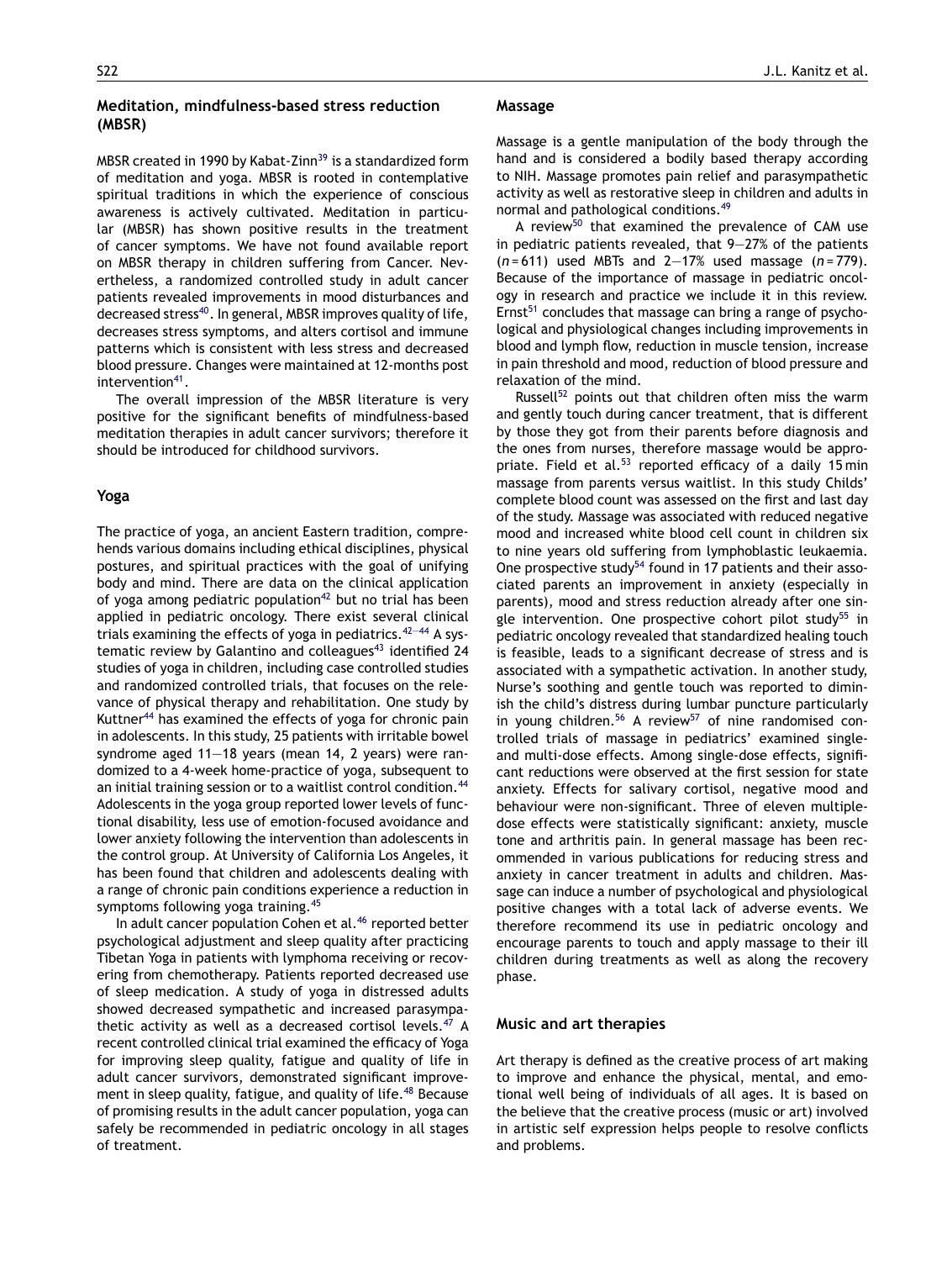## Meditation, mindfulness-based stress reduction (MBSR)

MBSR created in 1990 by Kabat-Zinn[39] is a standardized form of meditation and yoga. MBSR is rooted in contemplative spiritual traditions in which the experience of conscious awareness is actively cultivated. Meditation in particular (MBSR) has shown positive results in the treatment of cancer symptoms. We have not found available report on MBSR therapy in children suffering from Cancer. Nevertheless, a randomized controlled study in adult cancer patients revealed improvements in mood disturbances and decreased stress[40]. In general, MBSR improves quality of life, decreases stress symptoms, and alters cortisol and immune patterns which is consistent with less stress and decreased blood pressure. Changes were maintained at 12-months post intervention[41].

The overall impression of the MBSR literature is very positive for the significant benefits of mindfulness-based meditation therapies in adult cancer survivors; therefore it should be introduced for childhood survivors.

## Yoga

The practice of yoga, an ancient Eastern tradition, comprehends various domains including ethical disciplines, physical postures, and spiritual practices with the goal of unifying body and mind. There are data on the clinical application of yoga among pediatric population[42] but no trial has been applied in pediatric oncology. There exist several clinical trials examining the effects of yoga in pediatrics.[42–44] A systematic review by Galantino and colleagues[43] identified 24 studies of yoga in children, including case controlled studies and randomized controlled trials, that focuses on the relevance of physical therapy and rehabilitation. One study by Kuttner[44] has examined the effects of yoga for chronic pain in adolescents. In this study, 25 patients with irritable bowel syndrome aged 11–18 years (mean 14, 2 years) were randomized to a 4-week home-practice of yoga, subsequent to an initial training session or to a waitlist control condition.[44] Adolescents in the yoga group reported lower levels of functional disability, less use of emotion-focused avoidance and lower anxiety following the intervention than adolescents in the control group. At University of California Los Angeles, it has been found that children and adolescents dealing with a range of chronic pain conditions experience a reduction in symptoms following yoga training.[45]

In adult cancer population Cohen et al.[46] reported better psychological adjustment and sleep quality after practicing Tibetan Yoga in patients with lymphoma receiving or recovering from chemotherapy. Patients reported decreased use of sleep medication. A study of yoga in distressed adults showed decreased sympathetic and increased parasympathetic activity as well as a decreased cortisol levels.[47] A recent controlled clinical trial examined the efficacy of Yoga for improving sleep quality, fatigue and quality of life in adult cancer survivors, demonstrated significant improvement in sleep quality, fatigue, and quality of life.[48] Because of promising results in the adult cancer population, yoga can safely be recommended in pediatric oncology in all stages of treatment.

## Massage

Massage is a gentle manipulation of the body through the hand and is considered a bodily based therapy according to NIH. Massage promotes pain relief and parasympathetic activity as well as restorative sleep in children and adults in normal and pathological conditions.[49]

A review[50] that examined the prevalence of CAM use in pediatric patients revealed, that 9–27% of the patients ($n = 611$) used MBTs and 2–17% used massage ($n = 779$). Because of the importance of massage in pediatric oncology in research and practice we include it in this review. Ernst[51] concludes that massage can bring a range of psychological and physiological changes including improvements in blood and lymph flow, reduction in muscle tension, increase in pain threshold and mood, reduction of blood pressure and relaxation of the mind.

Russell[52] points out that children often miss the warm and gently touch during cancer treatment, that is different by those they got from their parents before diagnosis and the ones from nurses, therefore massage would be appropriate. Field et al.[53] reported efficacy of a daily 15 min massage from parents versus waitlist. In this study Childs' complete blood count was assessed on the first and last day of the study. Massage was associated with reduced negative mood and increased white blood cell count in children six to nine years old suffering from lymphoblastic leukaemia. One prospective study[54] found in 17 patients and their associated parents an improvement in anxiety (especially in parents), mood and stress reduction already after one single intervention. One prospective cohort pilot study[55] in pediatric oncology revealed that standardized healing touch is feasible, leads to a significant decrease of stress and is associated with a sympathetic activation. In another study, Nurse's soothing and gentle touch was reported to diminish the child's distress during lumbar puncture particularly in young children.[56] A review[57] of nine randomised controlled trials of massage in pediatrics' examined single- and multi-dose effects. Among single-dose effects, significant reductions were observed at the first session for state anxiety. Effects for salivary cortisol, negative mood and behaviour were non-significant. Three of eleven multiple-dose effects were statistically significant: anxiety, muscle tone and arthritis pain. In general massage has been recommended in various publications for reducing stress and anxiety in cancer treatment in adults and children. Massage can induce a number of psychological and physiological positive changes with a total lack of adverse events. We therefore recommend its use in pediatric oncology and encourage parents to touch and apply massage to their ill children during treatments as well as along the recovery phase.

## Music and art therapies

Art therapy is defined as the creative process of art making to improve and enhance the physical, mental, and emotional well being of individuals of all ages. It is based on the believe that the creative process (music or art) involved in artistic self expression helps people to resolve conflicts and problems.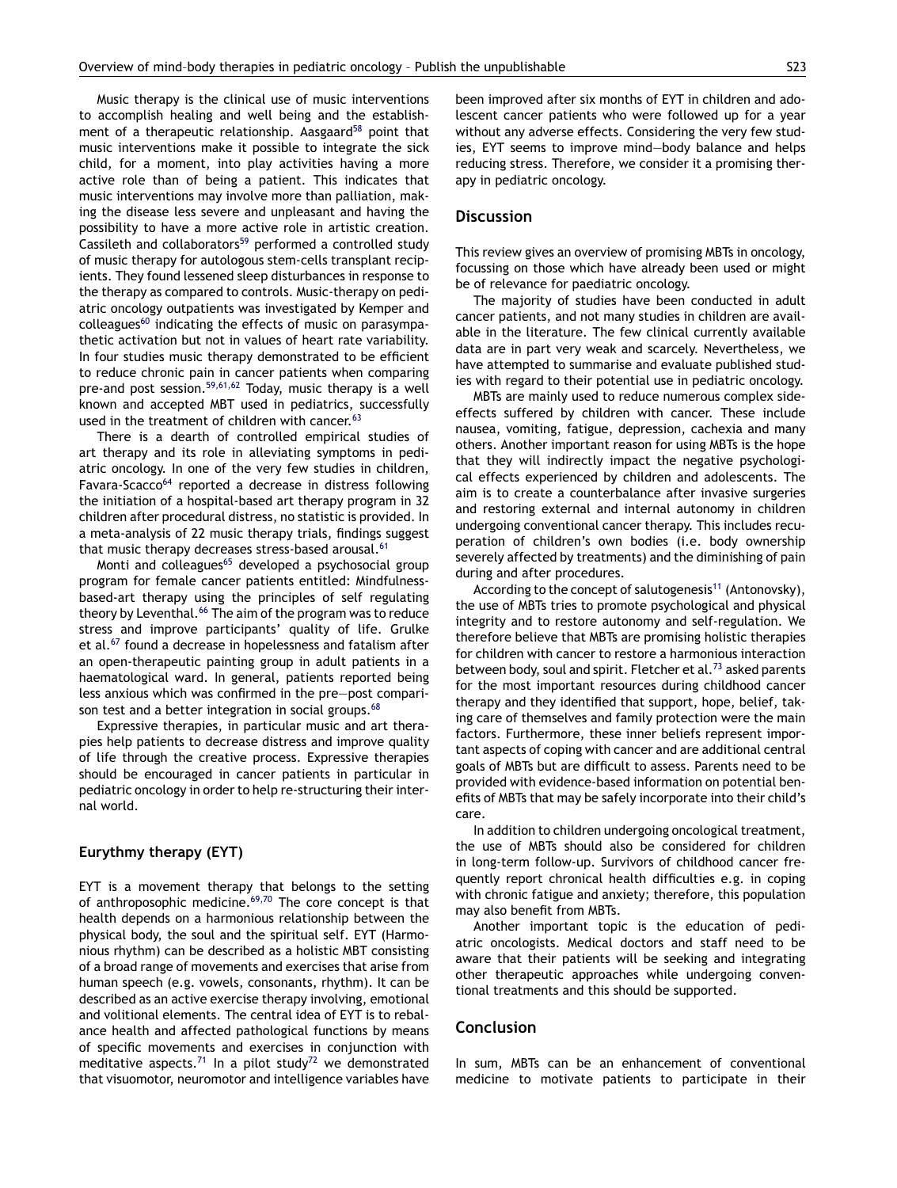Music therapy is the clinical use of music interventions to accomplish healing and well being and the establishment of a therapeutic relationship. Aasgaard[58] point that music interventions make it possible to integrate the sick child, for a moment, into play activities having a more active role than of being a patient. This indicates that music interventions may involve more than palliation, making the disease less severe and unpleasant and having the possibility to have a more active role in artistic creation. Cassileth and collaborators[59] performed a controlled study of music therapy for autologous stem-cells transplant recipients. They found lessened sleep disturbances in response to the therapy as compared to controls. Music-therapy on pediatric oncology outpatients was investigated by Kemper and colleagues[60] indicating the effects of music on parasympathetic activation but not in values of heart rate variability. In four studies music therapy demonstrated to be efficient to reduce chronic pain in cancer patients when comparing pre-and post session.[59,61,62] Today, music therapy is a well known and accepted MBT used in pediatrics, successfully used in the treatment of children with cancer.[63]

There is a dearth of controlled empirical studies of art therapy and its role in alleviating symptoms in pediatric oncology. In one of the very few studies in children, Favara-Scacco[64] reported a decrease in distress following the initiation of a hospital-based art therapy program in 32 children after procedural distress, no statistic is provided. In a meta-analysis of 22 music therapy trials, findings suggest that music therapy decreases stress-based arousal.[61]

Monti and colleagues[65] developed a psychosocial group program for female cancer patients entitled: Mindfulness-based-art therapy using the principles of self regulating theory by Leventhal.[66] The aim of the program was to reduce stress and improve participants' quality of life. Grulke et al.[67] found a decrease in hopelessness and fatalism after an open-therapeutic painting group in adult patients in a haematological ward. In general, patients reported being less anxious which was confirmed in the pre—post comparison test and a better integration in social groups.[68]

Expressive therapies, in particular music and art therapies help patients to decrease distress and improve quality of life through the creative process. Expressive therapies should be encouraged in cancer patients in particular in pediatric oncology in order to help re-structuring their internal world.

### Eurythmy therapy (EYT)

EYT is a movement therapy that belongs to the setting of anthroposophic medicine.[69,70] The core concept is that health depends on a harmonious relationship between the physical body, the soul and the spiritual self. EYT (Harmonious rhythm) can be described as a holistic MBT consisting of a broad range of movements and exercises that arise from human speech (e.g. vowels, consonants, rhythm). It can be described as an active exercise therapy involving, emotional and volitional elements. The central idea of EYT is to rebalance health and affected pathological functions by means of specific movements and exercises in conjunction with meditative aspects.[71] In a pilot study[72] we demonstrated that visuomotor, neuromotor and intelligence variables have been improved after six months of EYT in children and adolescent cancer patients who were followed up for a year without any adverse effects. Considering the very few studies, EYT seems to improve mind—body balance and helps reducing stress. Therefore, we consider it a promising therapy in pediatric oncology.

## Discussion

This review gives an overview of promising MBTs in oncology, focussing on those which have already been used or might be of relevance for paediatric oncology.

The majority of studies have been conducted in adult cancer patients, and not many studies in children are available in the literature. The few clinical currently available data are in part very weak and scarcely. Nevertheless, we have attempted to summarise and evaluate published studies with regard to their potential use in pediatric oncology.

MBTs are mainly used to reduce numerous complex side-effects suffered by children with cancer. These include nausea, vomiting, fatigue, depression, cachexia and many others. Another important reason for using MBTs is the hope that they will indirectly impact the negative psychological effects experienced by children and adolescents. The aim is to create a counterbalance after invasive surgeries and restoring external and internal autonomy in children undergoing conventional cancer therapy. This includes recuperation of children's own bodies (i.e. body ownership severely affected by treatments) and the diminishing of pain during and after procedures.

According to the concept of salutogenesis[11] (Antonovsky), the use of MBTs tries to promote psychological and physical integrity and to restore autonomy and self-regulation. We therefore believe that MBTs are promising holistic therapies for children with cancer to restore a harmonious interaction between body, soul and spirit. Fletcher et al.[73] asked parents for the most important resources during childhood cancer therapy and they identified that support, hope, belief, taking care of themselves and family protection were the main factors. Furthermore, these inner beliefs represent important aspects of coping with cancer and are additional central goals of MBTs but are difficult to assess. Parents need to be provided with evidence-based information on potential benefits of MBTs that may be safely incorporate into their child's care.

In addition to children undergoing oncological treatment, the use of MBTs should also be considered for children in long-term follow-up. Survivors of childhood cancer frequently report chronical health difficulties e.g. in coping with chronic fatigue and anxiety; therefore, this population may also benefit from MBTs.

Another important topic is the education of pediatric oncologists. Medical doctors and staff need to be aware that their patients will be seeking and integrating other therapeutic approaches while undergoing conventional treatments and this should be supported.

## Conclusion

In sum, MBTs can be an enhancement of conventional medicine to motivate patients to participate in their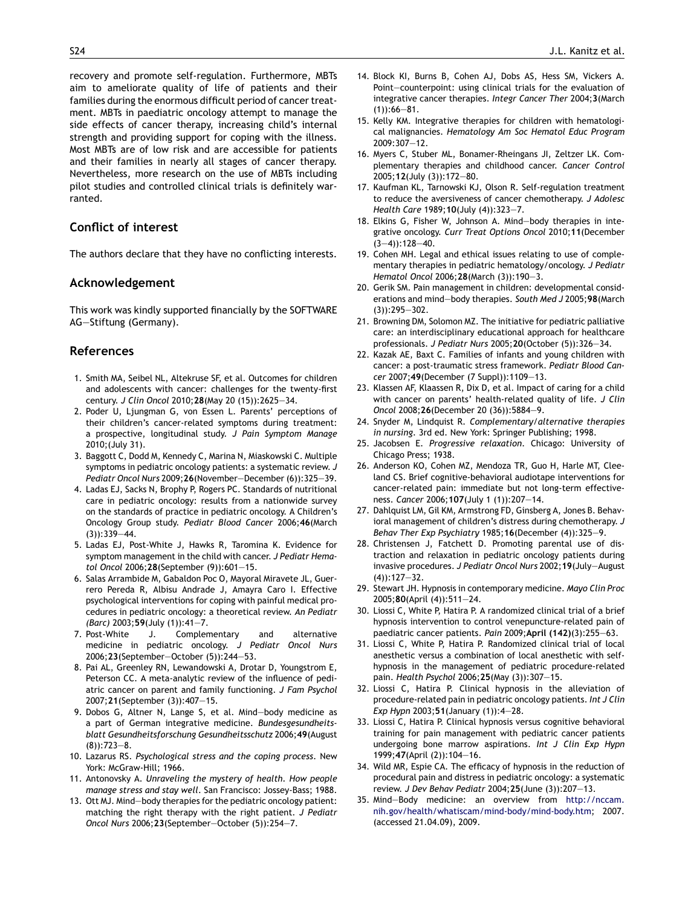recovery and promote self-regulation. Furthermore, MBTs aim to ameliorate quality of life of patients and their families during the enormous difficult period of cancer treatment. MBTs in paediatric oncology attempt to manage the side effects of cancer therapy, increasing child's internal strength and providing support for coping with the illness. Most MBTs are of low risk and are accessible for patients and their families in nearly all stages of cancer therapy. Nevertheless, more research on the use of MBTs including pilot studies and controlled clinical trials is definitely warranted.

## Conflict of interest

The authors declare that they have no conflicting interests.

## Acknowledgement

This work was kindly supported financially by the SOFTWARE AG—Stiftung (Germany).

## References

1. Smith MA, Seibel NL, Altekruse SF, et al. Outcomes for children and adolescents with cancer: challenges for the twenty-first century. *J Clin Oncol* 2010;**28**(May 20 (15)):2625—34.
2. Poder U, Ljungman G, von Essen L. Parents' perceptions of their children's cancer-related symptoms during treatment: a prospective, longitudinal study. *J Pain Symptom Manage* 2010;(July 31).
3. Baggott C, Dodd M, Kennedy C, Marina N, Miaskowski C. Multiple symptoms in pediatric oncology patients: a systematic review. *J Pediatr Oncol Nurs* 2009;**26**(November—December (6)):325—39.
4. Ladas EJ, Sacks N, Brophy P, Rogers PC. Standards of nutritional care in pediatric oncology: results from a nationwide survey on the standards of practice in pediatric oncology. A Children's Oncology Group study. *Pediatr Blood Cancer* 2006;**46**(March (3)):339—44.
5. Ladas EJ, Post-White J, Hawks R, Taromina K. Evidence for symptom management in the child with cancer. *J Pediatr Hematol Oncol* 2006;**28**(September (9)):601—15.
6. Salas Arrambide M, Gabaldon Poc O, Mayoral Miravete JL, Guerrero Pereda R, Albisu Andrade J, Amayra Caro I. Effective psychological interventions for coping with painful medical procedures in pediatric oncology: a theoretical review. *An Pediatr (Barc)* 2003;**59**(July (1)):41—7.
7. Post-White J. Complementary and alternative medicine in pediatric oncology. *J Pediatr Oncol Nurs* 2006;**23**(September—October (5)):244—53.
8. Pai AL, Greenley RN, Lewandowski A, Drotar D, Youngstrom E, Peterson CC. A meta-analytic review of the influence of pediatric cancer on parent and family functioning. *J Fam Psychol* 2007;**21**(September (3)):407—15.
9. Dobos G, Altner N, Lange S, et al. Mind—body medicine as a part of German integrative medicine. *Bundesgesundheitsblatt Gesundheitsforschung Gesundheitsschutz* 2006;**49**(August (8)):723—8.
10. Lazarus RS. *Psychological stress and the coping process*. New York: McGraw-Hill; 1966.
11. Antonovsky A. *Unraveling the mystery of health. How people manage stress and stay well*. San Francisco: Jossey-Bass; 1988.
13. Ott MJ. Mind—body therapies for the pediatric oncology patient: matching the right therapy with the right patient. *J Pediatr Oncol Nurs* 2006;**23**(September—October (5)):254—7.
14. Block KI, Burns B, Cohen AJ, Dobs AS, Hess SM, Vickers A. Point—counterpoint: using clinical trials for the evaluation of integrative cancer therapies. *Integr Cancer Ther* 2004;**3**(March (1)):66—81.
15. Kelly KM. Integrative therapies for children with hematological malignancies. *Hematology Am Soc Hematol Educ Program* 2009:307—12.
16. Myers C, Stuber ML, Bonamer-Rheingans JI, Zeltzer LK. Complementary therapies and childhood cancer. *Cancer Control* 2005;**12**(July (3)):172—80.
17. Kaufman KL, Tarnowski KJ, Olson R. Self-regulation treatment to reduce the aversiveness of cancer chemotherapy. *J Adolesc Health Care* 1989;**10**(July (4)):323—7.
18. Elkins G, Fisher W, Johnson A. Mind—body therapies in integrative oncology. *Curr Treat Options Oncol* 2010;**11**(December (3—4)):128—40.
19. Cohen MH. Legal and ethical issues relating to use of complementary therapies in pediatric hematology/oncology. *J Pediatr Hematol Oncol* 2006;**28**(March (3)):190—3.
20. Gerik SM. Pain management in children: developmental considerations and mind—body therapies. *South Med J* 2005;**98**(March (3)):295—302.
21. Browning DM, Solomon MZ. The initiative for pediatric palliative care: an interdisciplinary educational approach for healthcare professionals. *J Pediatr Nurs* 2005;**20**(October (5)):326—34.
22. Kazak AE, Baxt C. Families of infants and young children with cancer: a post-traumatic stress framework. *Pediatr Blood Cancer* 2007;**49**(December (7 Suppl)):1109—13.
23. Klassen AF, Klaassen R, Dix D, et al. Impact of caring for a child with cancer on parents' health-related quality of life. *J Clin Oncol* 2008;**26**(December 20 (36)):5884—9.
24. Snyder M, Lindquist R. *Complementary/alternative therapies in nursing*. 3rd ed. New York: Springer Publishing; 1998.
25. Jacobsen E. *Progressive relaxation*. Chicago: University of Chicago Press; 1938.
26. Anderson KO, Cohen MZ, Mendoza TR, Guo H, Harle MT, Cleeland CS. Brief cognitive-behavioral audiotape interventions for cancer-related pain: immediate but not long-term effectiveness. *Cancer* 2006;**107**(July 1 (1)):207—14.
27. Dahlquist LM, Gil KM, Armstrong FD, Ginsberg A, Jones B. Behavioral management of children's distress during chemotherapy. *J Behav Ther Exp Psychiatry* 1985;**16**(December (4)):325—9.
28. Christensen J, Fatchett D. Promoting parental use of distraction and relaxation in pediatric oncology patients during invasive procedures. *J Pediatr Oncol Nurs* 2002;**19**(July—August (4)):127—32.
29. Stewart JH. Hypnosis in contemporary medicine. *Mayo Clin Proc* 2005;**80**(April (4)):511—24.
30. Liossi C, White P, Hatira P. A randomized clinical trial of a brief hypnosis intervention to control venepuncture-related pain of paediatric cancer patients. *Pain* 2009;**April (142)**(3):255—63.
31. Liossi C, White P, Hatira P. Randomized clinical trial of local anesthetic versus a combination of local anesthetic with self-hypnosis in the management of pediatric procedure-related pain. *Health Psychol* 2006;**25**(May (3)):307—15.
32. Liossi C, Hatira P. Clinical hypnosis in the alleviation of procedure-related pain in pediatric oncology patients. *Int J Clin Exp Hypn* 2003;**51**(January (1)):4—28.
33. Liossi C, Hatira P. Clinical hypnosis versus cognitive behavioral training for pain management with pediatric cancer patients undergoing bone marrow aspirations. *Int J Clin Exp Hypn* 1999;**47**(April (2)):104—16.
34. Wild MR, Espie CA. The efficacy of hypnosis in the reduction of procedural pain and distress in pediatric oncology: a systematic review. *J Dev Behav Pediatr* 2004;**25**(June (3)):207—13.
35. Mind—Body medicine: an overview from http://nccam.nih.gov/health/whatiscam/mind-body/mind-body.htm; 2007. (accessed 21.04.09), 2009.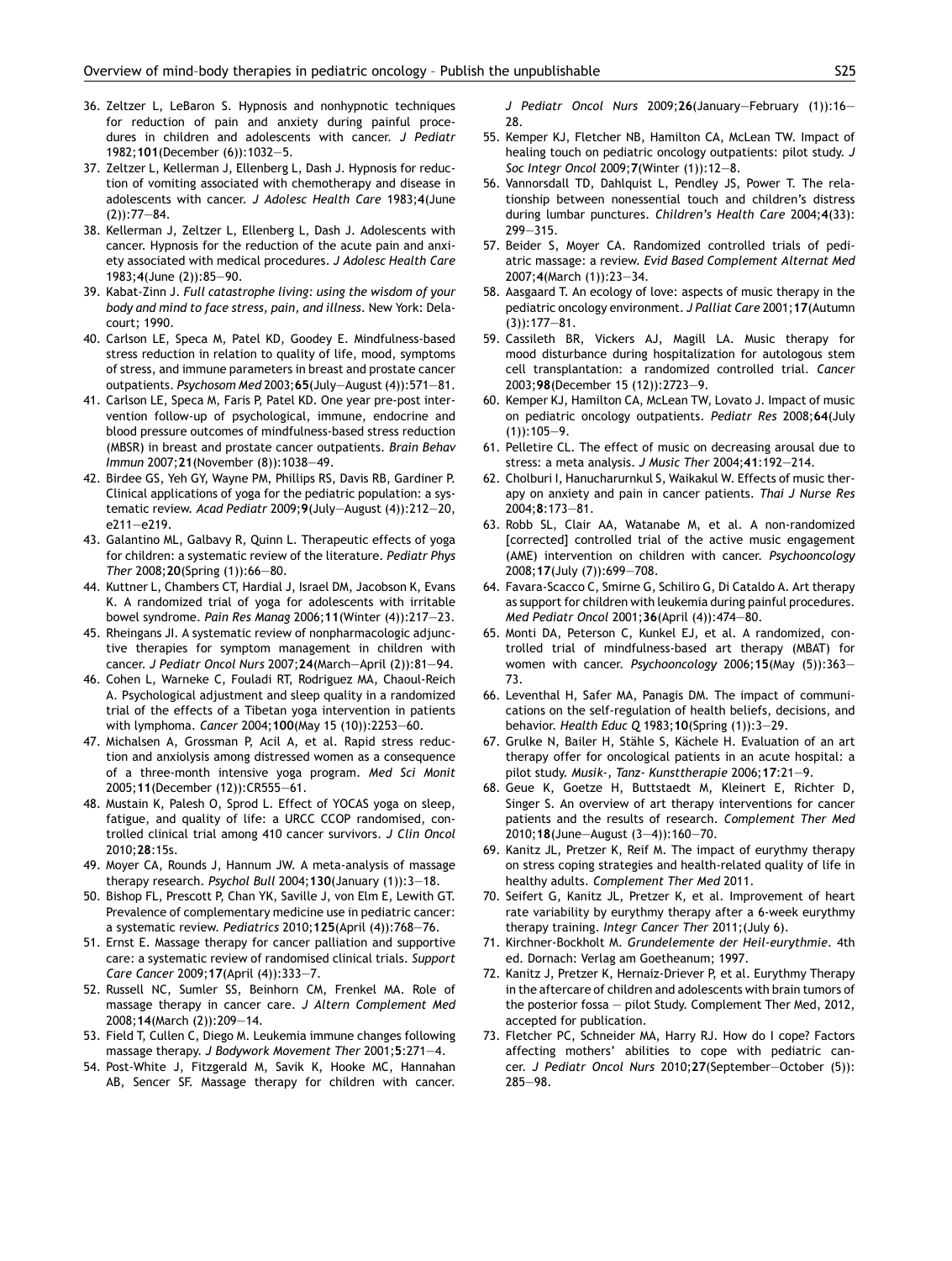36. Zeltzer L, LeBaron S. Hypnosis and nonhypnotic techniques for reduction of pain and anxiety during painful procedures in children and adolescents with cancer. *J Pediatr* 1982;**101**(December (6)):1032—5.
37. Zeltzer L, Kellerman J, Ellenberg L, Dash J. Hypnosis for reduction of vomiting associated with chemotherapy and disease in adolescents with cancer. *J Adolesc Health Care* 1983;**4**(June (2)):77—84.
38. Kellerman J, Zeltzer L, Ellenberg L, Dash J. Adolescents with cancer. Hypnosis for the reduction of the acute pain and anxiety associated with medical procedures. *J Adolesc Health Care* 1983;**4**(June (2)):85—90.
39. Kabat-Zinn J. *Full catastrophe living: using the wisdom of your body and mind to face stress, pain, and illness*. New York: Delacourt; 1990.
40. Carlson LE, Speca M, Patel KD, Goodey E. Mindfulness-based stress reduction in relation to quality of life, mood, symptoms of stress, and immune parameters in breast and prostate cancer outpatients. *Psychosom Med* 2003;**65**(July—August (4)):571—81.
41. Carlson LE, Speca M, Faris P, Patel KD. One year pre-post intervention follow-up of psychological, immune, endocrine and blood pressure outcomes of mindfulness-based stress reduction (MBSR) in breast and prostate cancer outpatients. *Brain Behav Immun* 2007;**21**(November (8)):1038—49.
42. Birdee GS, Yeh GY, Wayne PM, Phillips RS, Davis RB, Gardiner P. Clinical applications of yoga for the pediatric population: a systematic review. *Acad Pediatr* 2009;**9**(July—August (4)):212—20, e211—e219.
43. Galantino ML, Galbavy R, Quinn L. Therapeutic effects of yoga for children: a systematic review of the literature. *Pediatr Phys Ther* 2008;**20**(Spring (1)):66—80.
44. Kuttner L, Chambers CT, Hardial J, Israel DM, Jacobson K, Evans K. A randomized trial of yoga for adolescents with irritable bowel syndrome. *Pain Res Manag* 2006;**11**(Winter (4)):217—23.
45. Rheingans JI. A systematic review of nonpharmacologic adjunctive therapies for symptom management in children with cancer. *J Pediatr Oncol Nurs* 2007;**24**(March—April (2)):81—94.
46. Cohen L, Warneke C, Fouladi RT, Rodriguez MA, Chaoul-Reich A. Psychological adjustment and sleep quality in a randomized trial of the effects of a Tibetan yoga intervention in patients with lymphoma. *Cancer* 2004;**100**(May 15 (10)):2253—60.
47. Michalsen A, Grossman P, Acil A, et al. Rapid stress reduction and anxiolysis among distressed women as a consequence of a three-month intensive yoga program. *Med Sci Monit* 2005;**11**(December (12)):CR555—61.
48. Mustain K, Palesh O, Sprod L. Effect of YOCAS yoga on sleep, fatigue, and quality of life: a URCC CCOP randomised, controlled clinical trial among 410 cancer survivors. *J Clin Oncol* 2010;**28**:15s.
49. Moyer CA, Rounds J, Hannum JW. A meta-analysis of massage therapy research. *Psychol Bull* 2004;**130**(January (1)):3—18.
50. Bishop FL, Prescott P, Chan YK, Saville J, von Elm E, Lewith GT. Prevalence of complementary medicine use in pediatric cancer: a systematic review. *Pediatrics* 2010;**125**(April (4)):768—76.
51. Ernst E. Massage therapy for cancer palliation and supportive care: a systematic review of randomised clinical trials. *Support Care Cancer* 2009;**17**(April (4)):333—7.
52. Russell NC, Sumler SS, Beinhorn CM, Frenkel MA. Role of massage therapy in cancer care. *J Altern Complement Med* 2008;**14**(March (2)):209—14.
53. Field T, Cullen C, Diego M. Leukemia immune changes following massage therapy. *J Bodywork Movement Ther* 2001;**5**:271—4.
54. Post-White J, Fitzgerald M, Savik K, Hooke MC, Hannahan AB, Sencer SF. Massage therapy for children with cancer. *J Pediatr Oncol Nurs* 2009;**26**(January—February (1)):16—28.
55. Kemper KJ, Fletcher NB, Hamilton CA, McLean TW. Impact of healing touch on pediatric oncology outpatients: pilot study. *J Soc Integr Oncol* 2009;**7**(Winter (1)):12—8.
56. Vannorsdall TD, Dahlquist L, Pendley JS, Power T. The relationship between nonessential touch and children's distress during lumbar punctures. *Children's Health Care* 2004;**4**(33): 299—315.
57. Beider S, Moyer CA. Randomized controlled trials of pediatric massage: a review. *Evid Based Complement Alternat Med* 2007;**4**(March (1)):23—34.
58. Aasgaard T. An ecology of love: aspects of music therapy in the pediatric oncology environment. *J Palliat Care* 2001;**17**(Autumn (3)):177—81.
59. Cassileth BR, Vickers AJ, Magill LA. Music therapy for mood disturbance during hospitalization for autologous stem cell transplantation: a randomized controlled trial. *Cancer* 2003;**98**(December 15 (12)):2723—9.
60. Kemper KJ, Hamilton CA, McLean TW, Lovato J. Impact of music on pediatric oncology outpatients. *Pediatr Res* 2008;**64**(July (1)):105—9.
61. Pelletire CL. The effect of music on decreasing arousal due to stress: a meta analysis. *J Music Ther* 2004;**41**:192—214.
62. Cholburi I, Hanucharurnkul S, Waikakul W. Effects of music therapy on anxiety and pain in cancer patients. *Thai J Nurse Res* 2004;**8**:173—81.
63. Robb SL, Clair AA, Watanabe M, et al. A non-randomized [corrected] controlled trial of the active music engagement (AME) intervention on children with cancer. *Psychooncology* 2008;**17**(July (7)):699—708.
64. Favara-Scacco C, Smirne G, Schiliro G, Di Cataldo A. Art therapy as support for children with leukemia during painful procedures. *Med Pediatr Oncol* 2001;**36**(April (4)):474—80.
65. Monti DA, Peterson C, Kunkel EJ, et al. A randomized, controlled trial of mindfulness-based art therapy (MBAT) for women with cancer. *Psychooncology* 2006;**15**(May (5)):363—73.
66. Leventhal H, Safer MA, Panagis DM. The impact of communications on the self-regulation of health beliefs, decisions, and behavior. *Health Educ Q* 1983;**10**(Spring (1)):3—29.
67. Grulke N, Bailer H, Stähle S, Kächele H. Evaluation of an art therapy offer for oncological patients in an acute hospital: a pilot study. *Musik-, Tanz- Kunsttherapie* 2006;**17**:21—9.
68. Geue K, Goetze H, Buttstaedt M, Kleinert E, Richter D, Singer S. An overview of art therapy interventions for cancer patients and the results of research. *Complement Ther Med* 2010;**18**(June—August (3—4)):160—70.
69. Kanitz JL, Pretzer K, Reif M. The impact of eurythmy therapy on stress coping strategies and health-related quality of life in healthy adults. *Complement Ther Med* 2011.
70. Seifert G, Kanitz JL, Pretzer K, et al. Improvement of heart rate variability by eurythmy therapy after a 6-week eurythmy therapy training. *Integr Cancer Ther* 2011;(July 6).
71. Kirchner-Bockholt M. *Grundelemente der Heil-eurythmie*. 4th ed. Dornach: Verlag am Goetheanum; 1997.
72. Kanitz J, Pretzer K, Hernaiz-Driever P, et al. Eurythmy Therapy in the aftercare of children and adolescents with brain tumors of the posterior fossa — pilot Study. Complement Ther Med, 2012, accepted for publication.
73. Fletcher PC, Schneider MA, Harry RJ. How do I cope? Factors affecting mothers' abilities to cope with pediatric cancer. *J Pediatr Oncol Nurs* 2010;**27**(September—October (5)): 285—98.